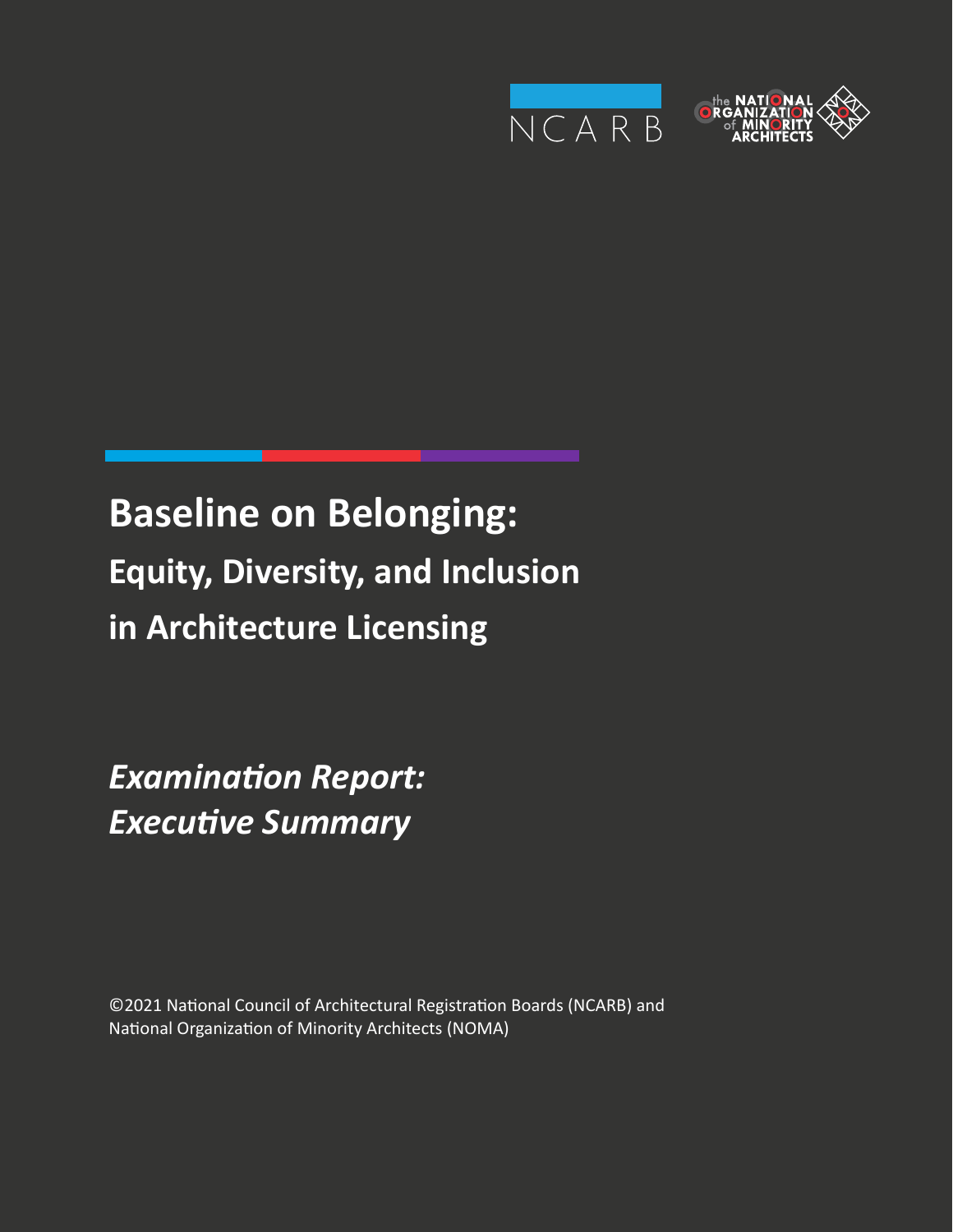# Baseline on Belonging:

## Equity, Diversity, and Inclusion in Architecture Licensing

***Examination Report: Executive Summary***

©2021 National Council of Architectural Registration Boards (NCARB) and National Organization of Minority Architects (NOMA)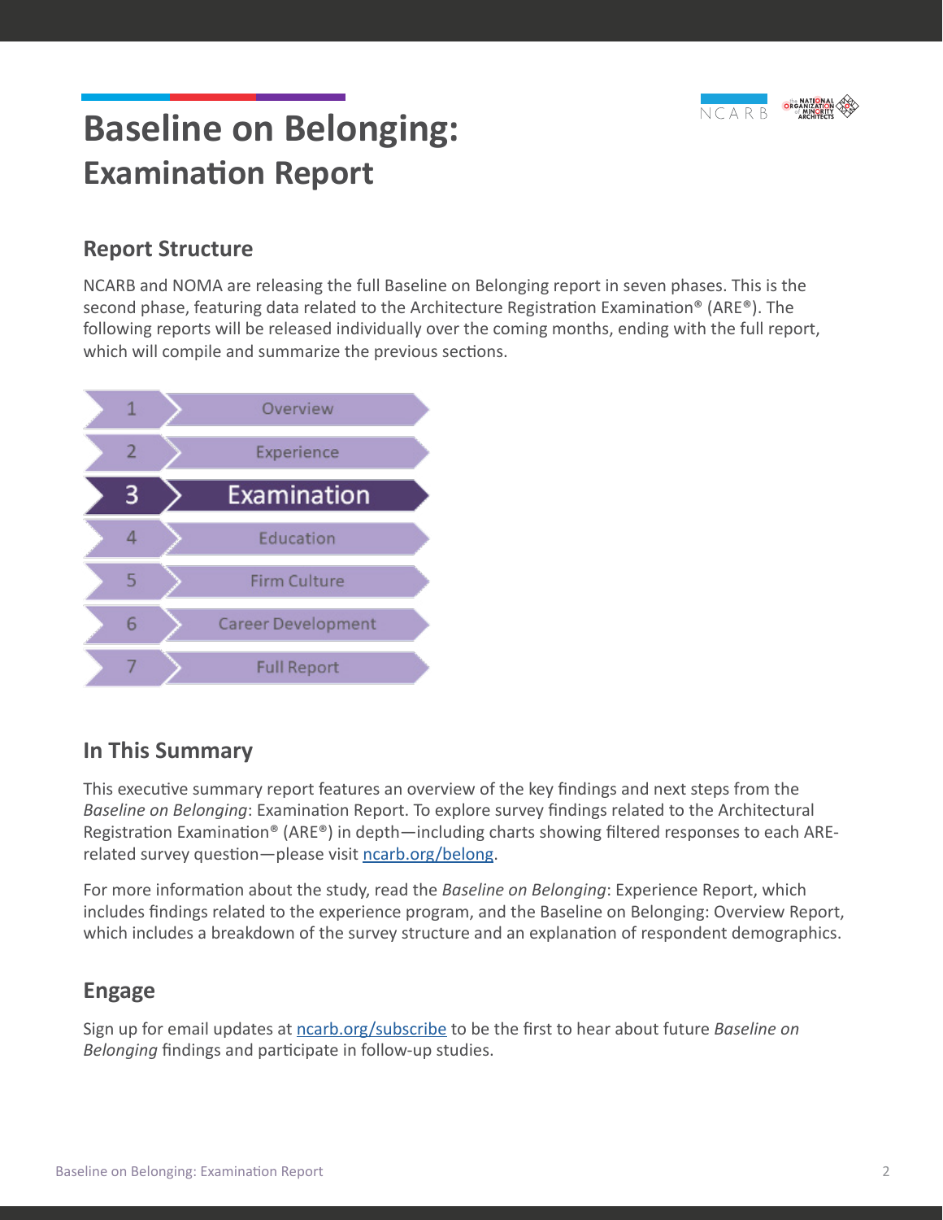# Baseline on Belonging:
## Examination Report

### Report Structure

NCARB and NOMA are releasing the full Baseline on Belonging report in seven phases. This is the second phase, featuring data related to the Architecture Registration Examination® (ARE®). The following reports will be released individually over the coming months, ending with the full report, which will compile and summarize the previous sections.

1 Overview
2 Experience
3 **Examination**
4 Education
5 Firm Culture
6 Career Development
7 Full Report

### In This Summary

This executive summary report features an overview of the key findings and next steps from the *Baseline on Belonging*: Examination Report. To explore survey findings related to the Architectural Registration Examination® (ARE®) in depth—including charts showing filtered responses to each ARE-related survey question—please visit ncarb.org/belong.

For more information about the study, read the *Baseline on Belonging*: Experience Report, which includes findings related to the experience program, and the Baseline on Belonging: Overview Report, which includes a breakdown of the survey structure and an explanation of respondent demographics.

### Engage

Sign up for email updates at ncarb.org/subscribe to be the first to hear about future *Baseline on Belonging* findings and participate in follow-up studies.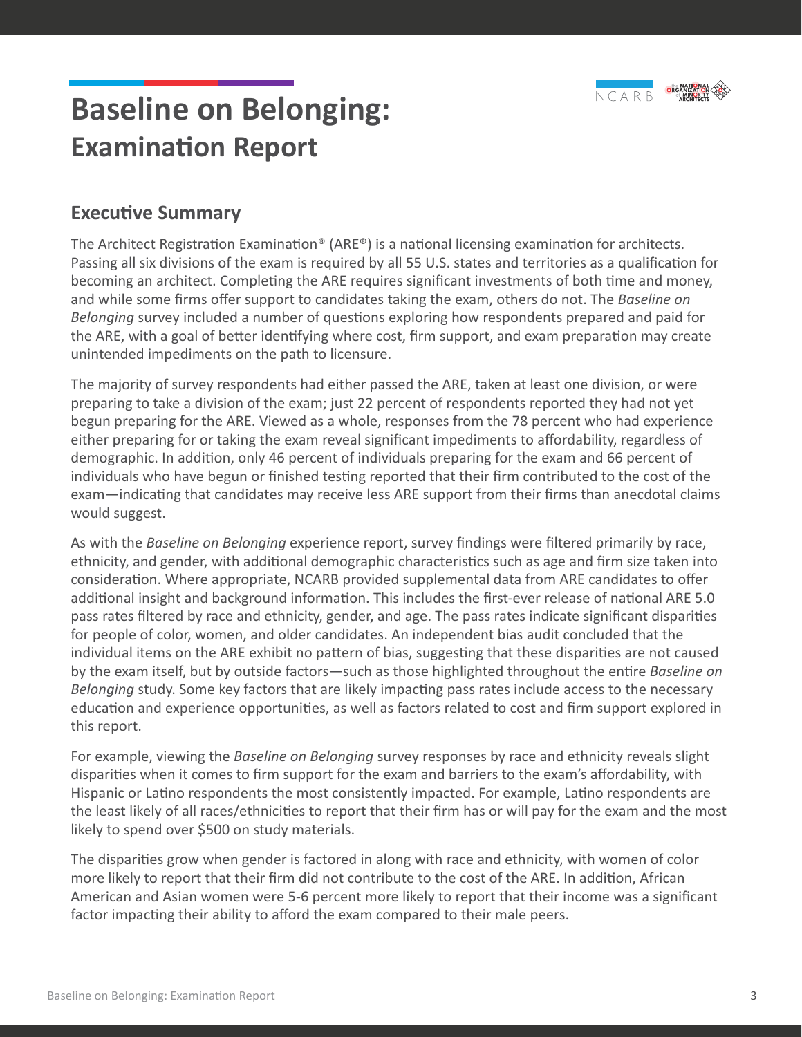# Baseline on Belonging:
## Examination Report

## Executive Summary

The Architect Registration Examination® (ARE®) is a national licensing examination for architects. Passing all six divisions of the exam is required by all 55 U.S. states and territories as a qualification for becoming an architect. Completing the ARE requires significant investments of both time and money, and while some firms offer support to candidates taking the exam, others do not. The *Baseline on Belonging* survey included a number of questions exploring how respondents prepared and paid for the ARE, with a goal of better identifying where cost, firm support, and exam preparation may create unintended impediments on the path to licensure.

The majority of survey respondents had either passed the ARE, taken at least one division, or were preparing to take a division of the exam; just 22 percent of respondents reported they had not yet begun preparing for the ARE. Viewed as a whole, responses from the 78 percent who had experience either preparing for or taking the exam reveal significant impediments to affordability, regardless of demographic. In addition, only 46 percent of individuals preparing for the exam and 66 percent of individuals who have begun or finished testing reported that their firm contributed to the cost of the exam—indicating that candidates may receive less ARE support from their firms than anecdotal claims would suggest.

As with the *Baseline on Belonging* experience report, survey findings were filtered primarily by race, ethnicity, and gender, with additional demographic characteristics such as age and firm size taken into consideration. Where appropriate, NCARB provided supplemental data from ARE candidates to offer additional insight and background information. This includes the first-ever release of national ARE 5.0 pass rates filtered by race and ethnicity, gender, and age. The pass rates indicate significant disparities for people of color, women, and older candidates. An independent bias audit concluded that the individual items on the ARE exhibit no pattern of bias, suggesting that these disparities are not caused by the exam itself, but by outside factors—such as those highlighted throughout the entire *Baseline on Belonging* study. Some key factors that are likely impacting pass rates include access to the necessary education and experience opportunities, as well as factors related to cost and firm support explored in this report.

For example, viewing the *Baseline on Belonging* survey responses by race and ethnicity reveals slight disparities when it comes to firm support for the exam and barriers to the exam's affordability, with Hispanic or Latino respondents the most consistently impacted. For example, Latino respondents are the least likely of all races/ethnicities to report that their firm has or will pay for the exam and the most likely to spend over $500 on study materials.

The disparities grow when gender is factored in along with race and ethnicity, with women of color more likely to report that their firm did not contribute to the cost of the ARE. In addition, African American and Asian women were 5-6 percent more likely to report that their income was a significant factor impacting their ability to afford the exam compared to their male peers.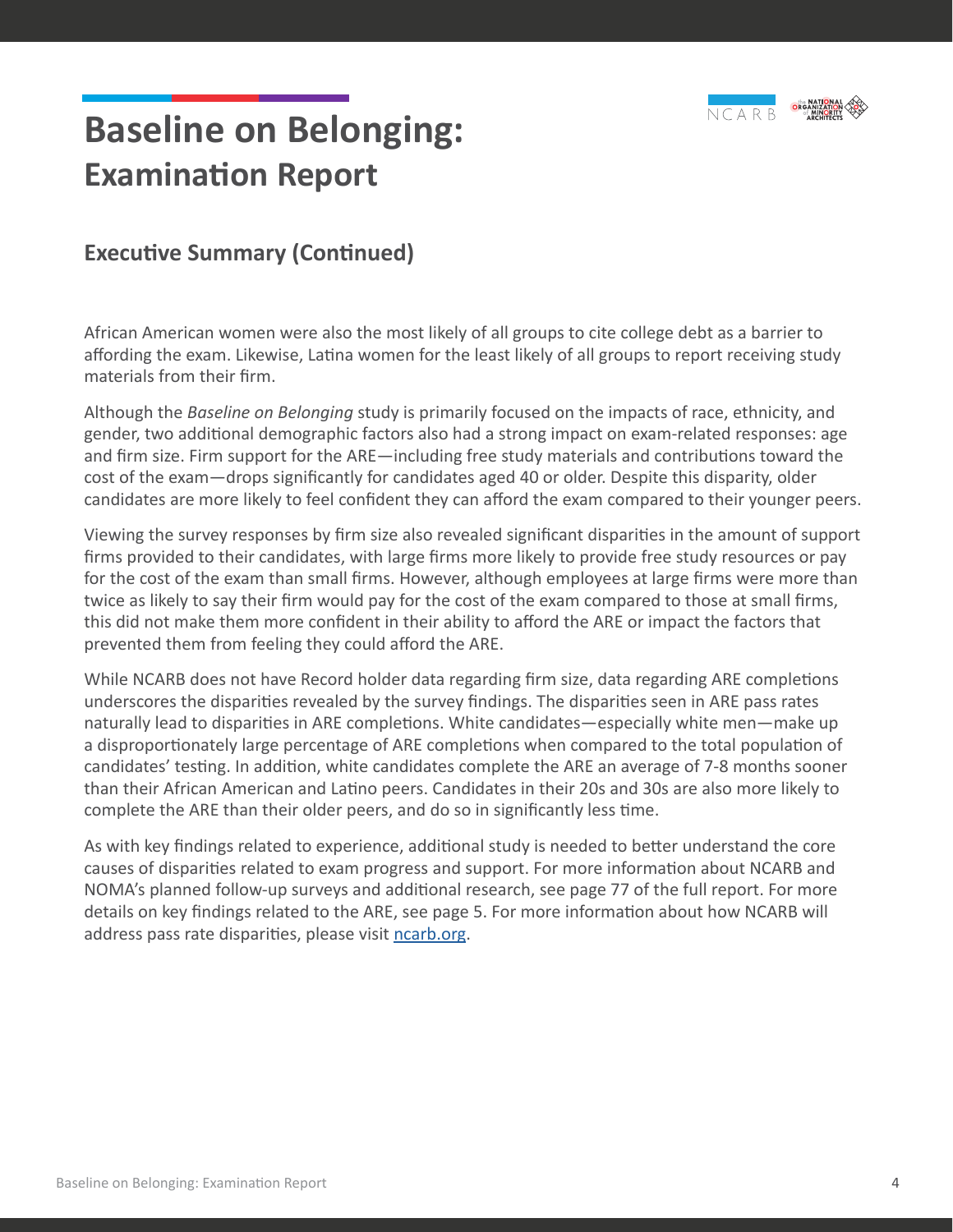# Baseline on Belonging: Examination Report

## Executive Summary (Continued)

African American women were also the most likely of all groups to cite college debt as a barrier to affording the exam. Likewise, Latina women for the least likely of all groups to report receiving study materials from their firm.

Although the *Baseline on Belonging* study is primarily focused on the impacts of race, ethnicity, and gender, two additional demographic factors also had a strong impact on exam-related responses: age and firm size. Firm support for the ARE—including free study materials and contributions toward the cost of the exam—drops significantly for candidates aged 40 or older. Despite this disparity, older candidates are more likely to feel confident they can afford the exam compared to their younger peers.

Viewing the survey responses by firm size also revealed significant disparities in the amount of support firms provided to their candidates, with large firms more likely to provide free study resources or pay for the cost of the exam than small firms. However, although employees at large firms were more than twice as likely to say their firm would pay for the cost of the exam compared to those at small firms, this did not make them more confident in their ability to afford the ARE or impact the factors that prevented them from feeling they could afford the ARE.

While NCARB does not have Record holder data regarding firm size, data regarding ARE completions underscores the disparities revealed by the survey findings. The disparities seen in ARE pass rates naturally lead to disparities in ARE completions. White candidates—especially white men—make up a disproportionately large percentage of ARE completions when compared to the total population of candidates' testing. In addition, white candidates complete the ARE an average of 7-8 months sooner than their African American and Latino peers. Candidates in their 20s and 30s are also more likely to complete the ARE than their older peers, and do so in significantly less time.

As with key findings related to experience, additional study is needed to better understand the core causes of disparities related to exam progress and support. For more information about NCARB and NOMA's planned follow-up surveys and additional research, see page 77 of the full report. For more details on key findings related to the ARE, see page 5. For more information about how NCARB will address pass rate disparities, please visit [ncarb.org](https://www.ncarb.org).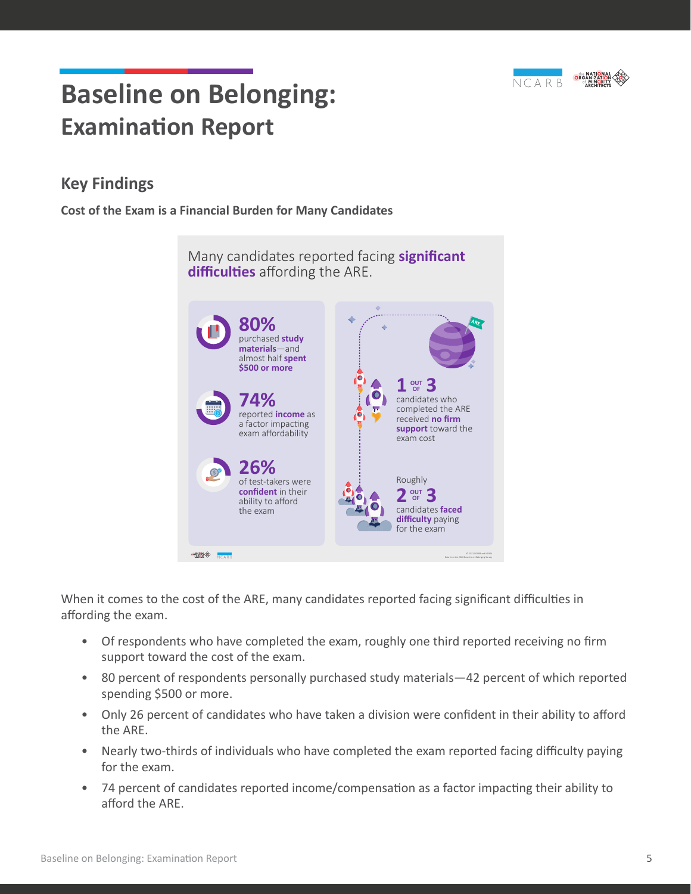# Baseline on Belonging: Examination Report

## Key Findings

**Cost of the Exam is a Financial Burden for Many Candidates**

Many candidates reported facing **significant difficulties** affording the ARE.

**80%** purchased **study materials**—and almost half **spent $500 or more**

**74%** reported **income** as a factor impacting exam affordability

**26%** of test-takers were **confident** in their ability to afford the exam

**1 OUT OF 3** candidates who completed the ARE received **no firm support** toward the exam cost

Roughly **2 OUT OF 3** candidates **faced difficulty** paying for the exam

When it comes to the cost of the ARE, many candidates reported facing significant difficulties in affording the exam.

- Of respondents who have completed the exam, roughly one third reported receiving no firm support toward the cost of the exam.
- 80 percent of respondents personally purchased study materials—42 percent of which reported spending $500 or more.
- Only 26 percent of candidates who have taken a division were confident in their ability to afford the ARE.
- Nearly two-thirds of individuals who have completed the exam reported facing difficulty paying for the exam.
- 74 percent of candidates reported income/compensation as a factor impacting their ability to afford the ARE.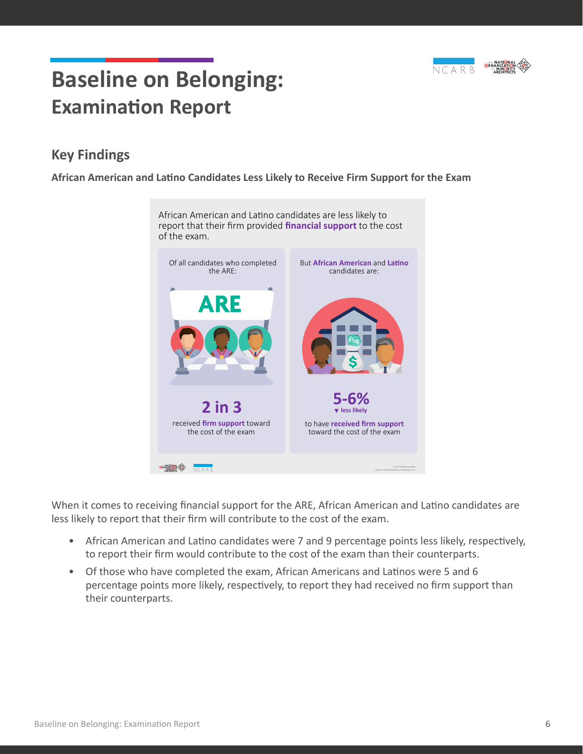# Baseline on Belonging:
## Examination Report

### Key Findings

**African American and Latino Candidates Less Likely to Receive Firm Support for the Exam**

African American and Latino candidates are less likely to report that their firm provided **financial support** to the cost of the exam.

Of all candidates who completed the ARE:

ARE

**2 in 3**

received **firm support** toward the cost of the exam

But **African American** and **Latino** candidates are:

**5-6%**
▼ less likely

to have **received firm support** toward the cost of the exam

When it comes to receiving financial support for the ARE, African American and Latino candidates are less likely to report that their firm will contribute to the cost of the exam.

- African American and Latino candidates were 7 and 9 percentage points less likely, respectively, to report their firm would contribute to the cost of the exam than their counterparts.
- Of those who have completed the exam, African Americans and Latinos were 5 and 6 percentage points more likely, respectively, to report they had received no firm support than their counterparts.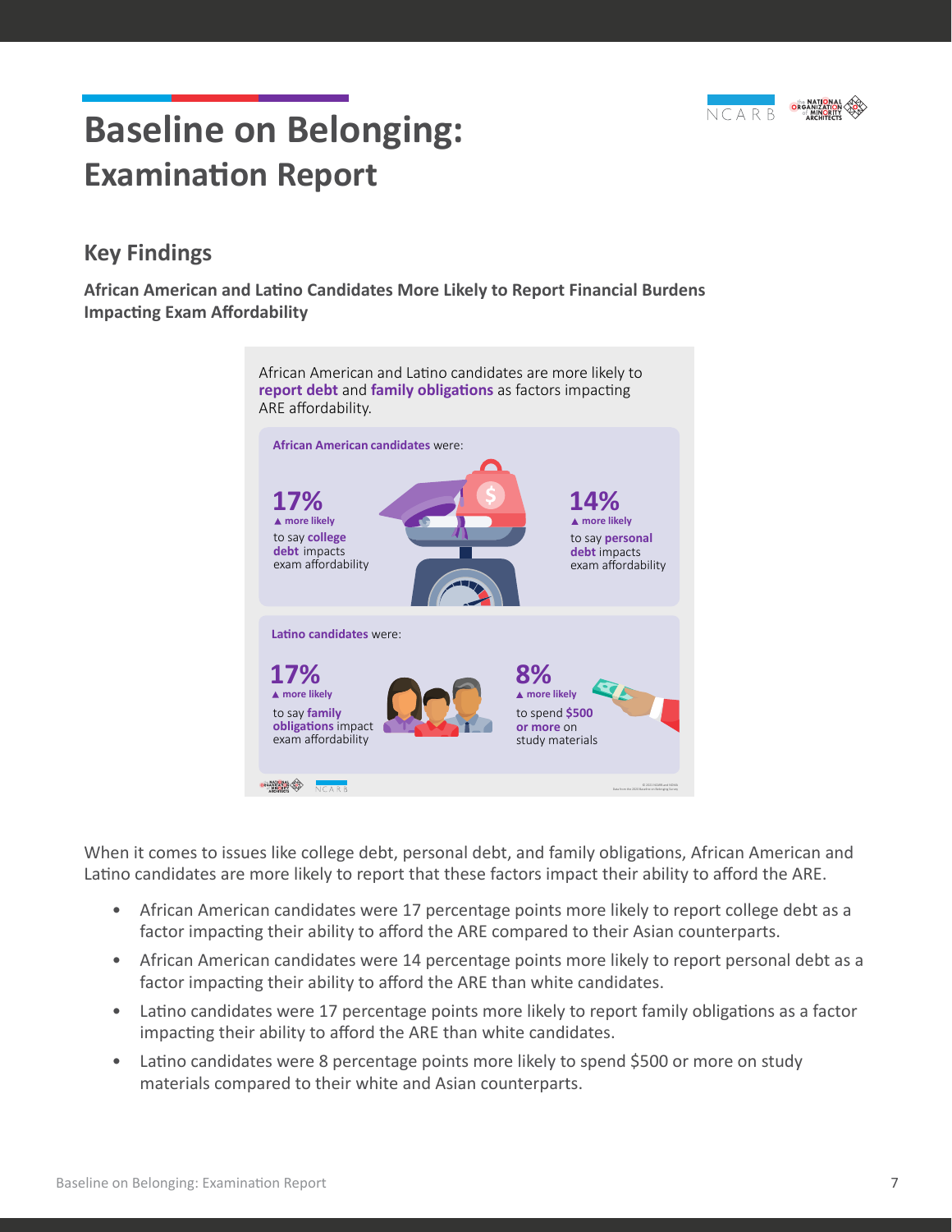# Baseline on Belonging: Examination Report

## Key Findings

**African American and Latino Candidates More Likely to Report Financial Burdens Impacting Exam Affordability**

African American and Latino candidates are more likely to **report debt** and **family obligations** as factors impacting ARE affordability.

**African American candidates** were:

**17%**
▲ more likely
to say **college debt** impacts exam affordability

**14%**
▲ more likely
to say **personal debt** impacts exam affordability

**Latino candidates** were:

**17%**
▲ more likely
to say **family obligations** impact exam affordability

**8%**
▲ more likely
to spend **$500 or more** on study materials

When it comes to issues like college debt, personal debt, and family obligations, African American and Latino candidates are more likely to report that these factors impact their ability to afford the ARE.

- African American candidates were 17 percentage points more likely to report college debt as a factor impacting their ability to afford the ARE compared to their Asian counterparts.
- African American candidates were 14 percentage points more likely to report personal debt as a factor impacting their ability to afford the ARE than white candidates.
- Latino candidates were 17 percentage points more likely to report family obligations as a factor impacting their ability to afford the ARE than white candidates.
- Latino candidates were 8 percentage points more likely to spend $500 or more on study materials compared to their white and Asian counterparts.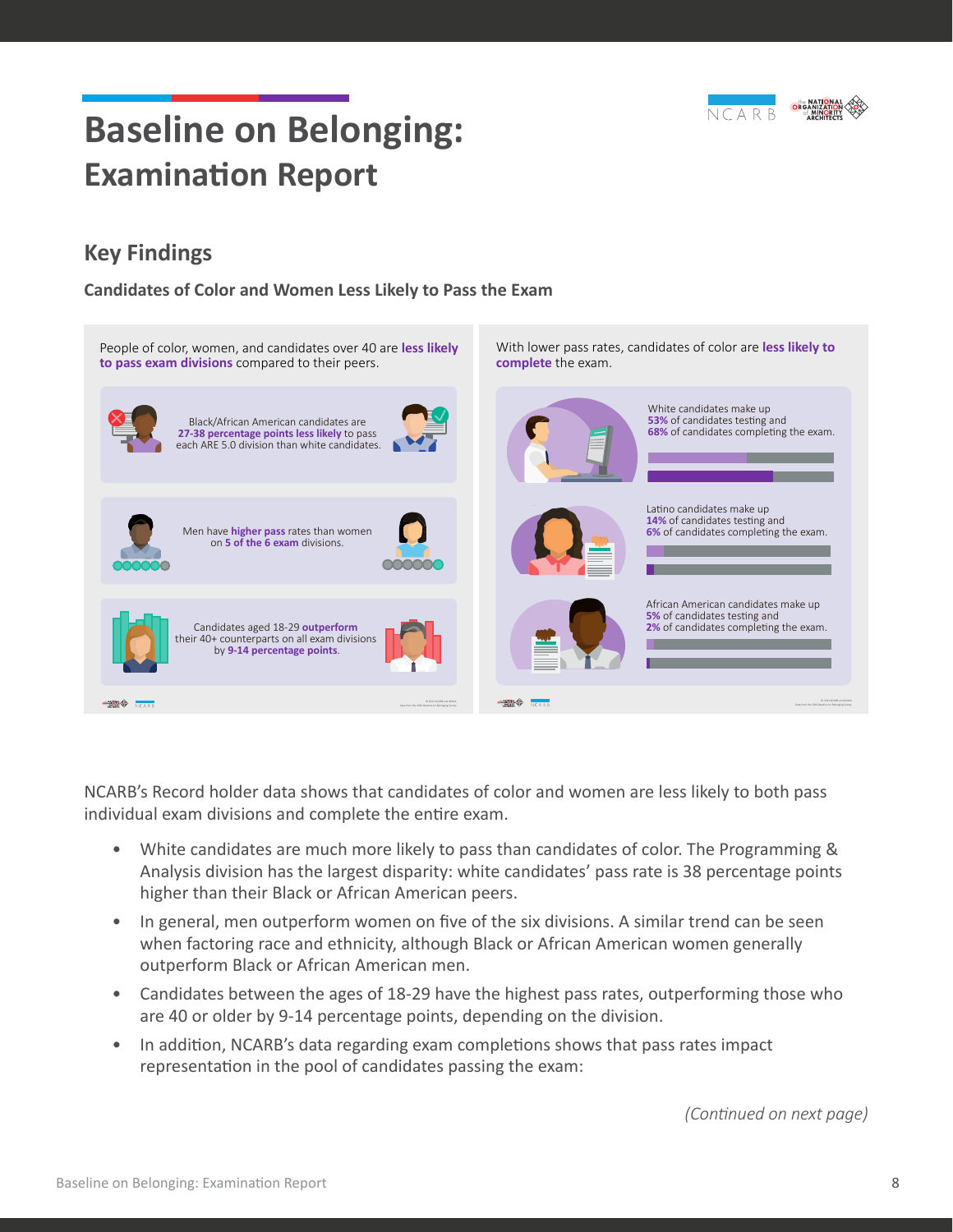# Baseline on Belonging: Examination Report

## Key Findings

### Candidates of Color and Women Less Likely to Pass the Exam

People of color, women, and candidates over 40 are **less likely to pass exam divisions** compared to their peers.

Black/African American candidates are **27-38 percentage points less likely** to pass each ARE 5.0 division than white candidates.

Men have **higher pass** rates than women on **5 of the 6 exam** divisions.

Candidates aged 18-29 **outperform** their 40+ counterparts on all exam divisions by **9-14 percentage points**.

With lower pass rates, candidates of color are **less likely to complete** the exam.

White candidates make up **53%** of candidates testing and **68%** of candidates completing the exam.

Latino candidates make up **14%** of candidates testing and **6%** of candidates completing the exam.

African American candidates make up **5%** of candidates testing and **2%** of candidates completing the exam.

NCARB's Record holder data shows that candidates of color and women are less likely to both pass individual exam divisions and complete the entire exam.

- White candidates are much more likely to pass than candidates of color. The Programming & Analysis division has the largest disparity: white candidates' pass rate is 38 percentage points higher than their Black or African American peers.
- In general, men outperform women on five of the six divisions. A similar trend can be seen when factoring race and ethnicity, although Black or African American women generally outperform Black or African American men.
- Candidates between the ages of 18-29 have the highest pass rates, outperforming those who are 40 or older by 9-14 percentage points, depending on the division.
- In addition, NCARB's data regarding exam completions shows that pass rates impact representation in the pool of candidates passing the exam:

*(Continued on next page)*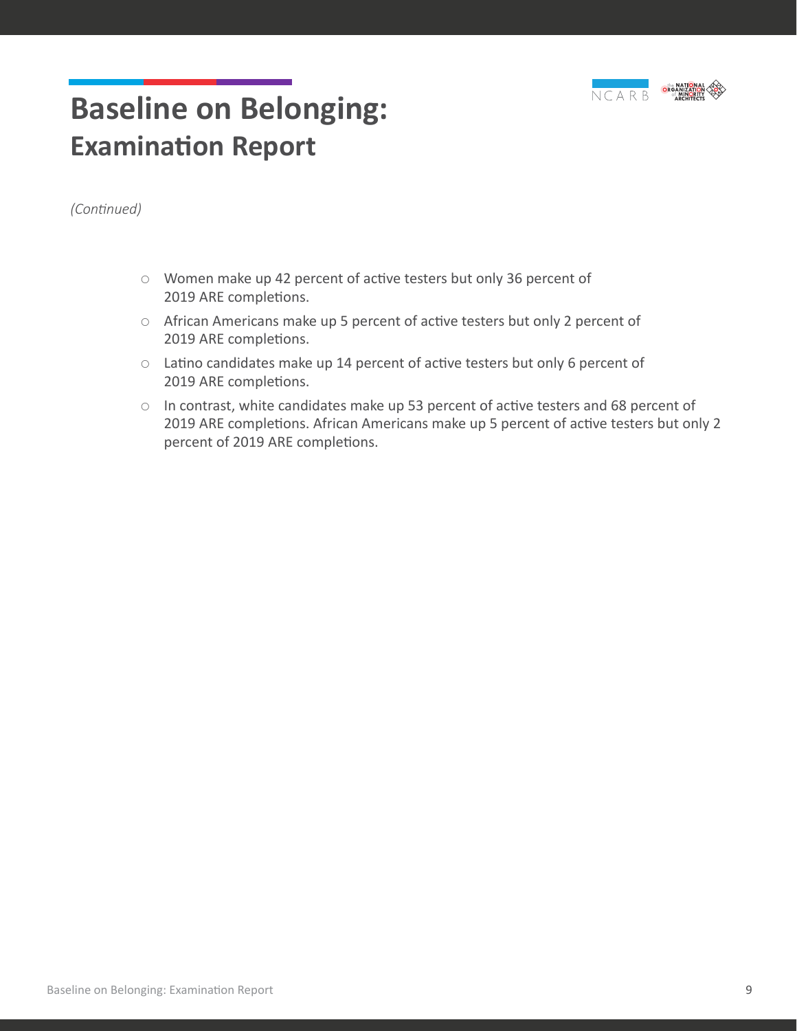# Baseline on Belonging:
## Examination Report

*(Continued)*

- Women make up 42 percent of active testers but only 36 percent of 2019 ARE completions.
- African Americans make up 5 percent of active testers but only 2 percent of 2019 ARE completions.
- Latino candidates make up 14 percent of active testers but only 6 percent of 2019 ARE completions.
- In contrast, white candidates make up 53 percent of active testers and 68 percent of 2019 ARE completions. African Americans make up 5 percent of active testers but only 2 percent of 2019 ARE completions.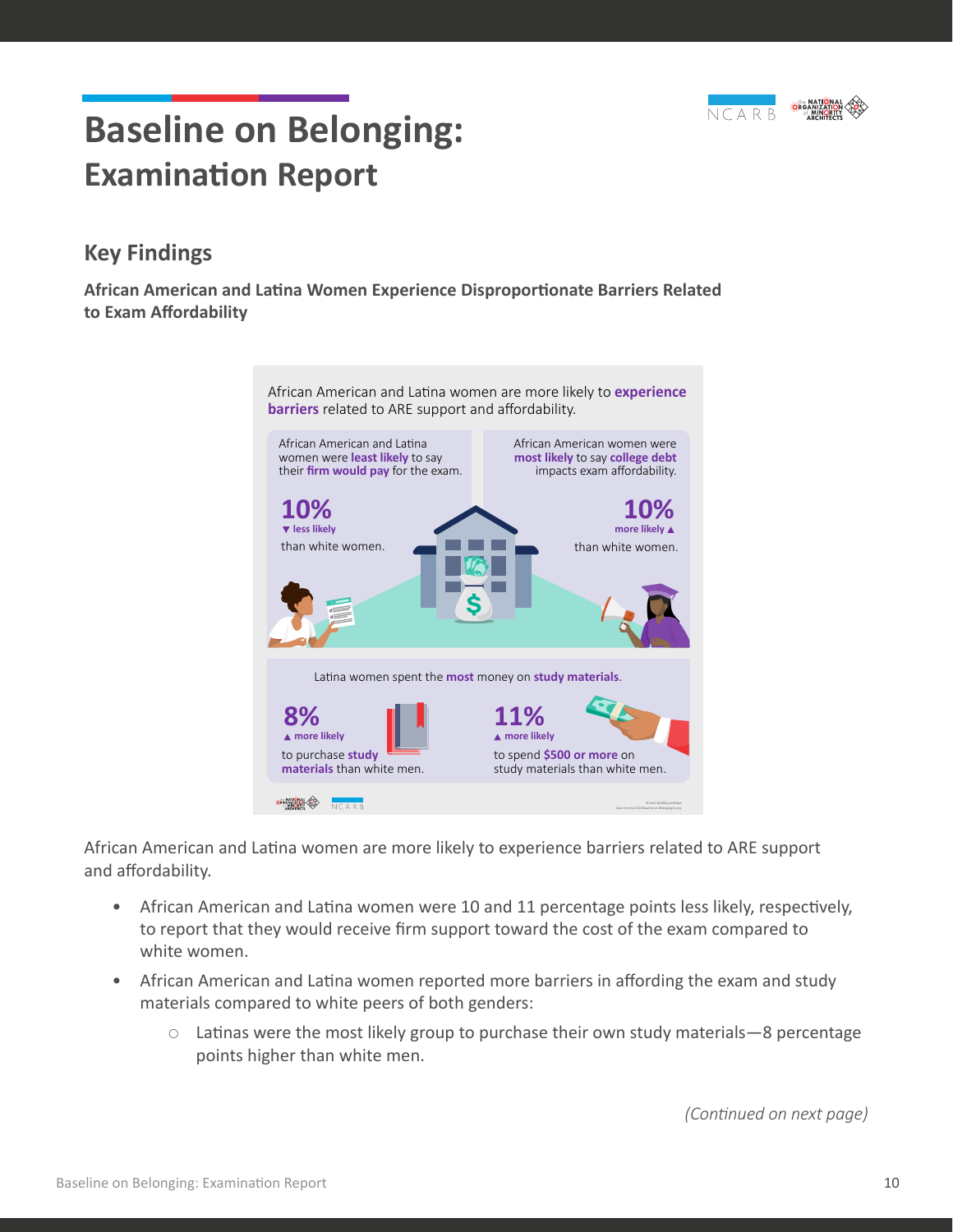# Baseline on Belonging: Examination Report

## Key Findings

**African American and Latina Women Experience Disproportionate Barriers Related to Exam Affordability**

African American and Latina women are more likely to **experience barriers** related to ARE support and affordability.

African American and Latina women were **least likely** to say their **firm would pay** for the exam.

**10%** ▼ less likely than white women.

African American women were **most likely** to say **college debt** impacts exam affordability.

**10%** more likely ▲ than white women.

Latina women spent the **most** money on **study materials**.

**8%** ▲ more likely to purchase **study materials** than white men.

**11%** ▲ more likely to spend **$500 or more** on study materials than white men.

African American and Latina women are more likely to experience barriers related to ARE support and affordability.

- African American and Latina women were 10 and 11 percentage points less likely, respectively, to report that they would receive firm support toward the cost of the exam compared to white women.
- African American and Latina women reported more barriers in affording the exam and study materials compared to white peers of both genders:
  - Latinas were the most likely group to purchase their own study materials—8 percentage points higher than white men.

*(Continued on next page)*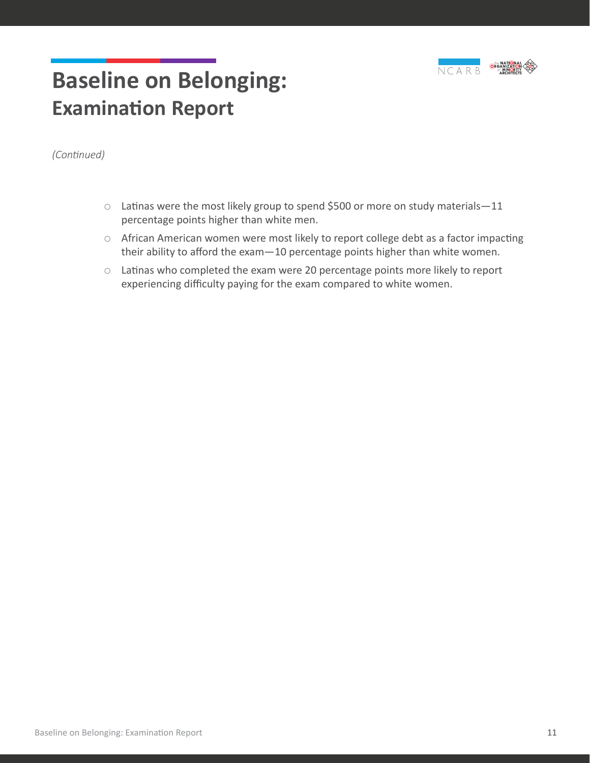# Baseline on Belonging: Examination Report

*(Continued)*

- Latinas were the most likely group to spend $500 or more on study materials—11 percentage points higher than white men.
- African American women were most likely to report college debt as a factor impacting their ability to afford the exam—10 percentage points higher than white women.
- Latinas who completed the exam were 20 percentage points more likely to report experiencing difficulty paying for the exam compared to white women.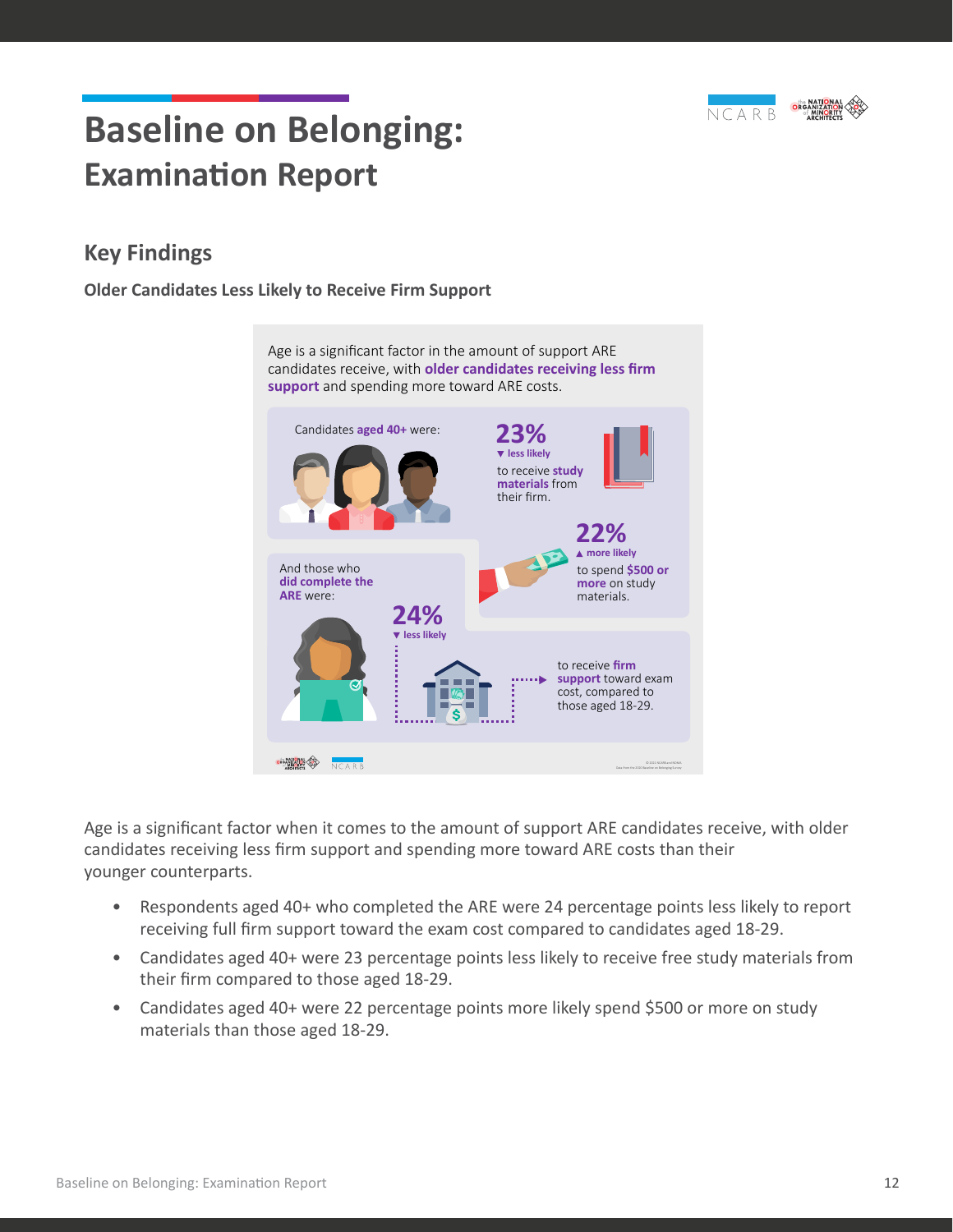# Baseline on Belonging:
## Examination Report

### Key Findings

**Older Candidates Less Likely to Receive Firm Support**

Age is a significant factor in the amount of support ARE candidates receive, with **older candidates receiving less firm support** and spending more toward ARE costs.

Candidates **aged 40+** were:

**23%** ▼ less likely to receive **study materials** from their firm.

**22%** ▲ more likely to spend **$500 or more** on study materials.

And those who **did complete the ARE** were:

**24%** ▼ less likely to receive **firm support** toward exam cost, compared to those aged 18-29.

Age is a significant factor when it comes to the amount of support ARE candidates receive, with older candidates receiving less firm support and spending more toward ARE costs than their younger counterparts.

- Respondents aged 40+ who completed the ARE were 24 percentage points less likely to report receiving full firm support toward the exam cost compared to candidates aged 18-29.
- Candidates aged 40+ were 23 percentage points less likely to receive free study materials from their firm compared to those aged 18-29.
- Candidates aged 40+ were 22 percentage points more likely spend $500 or more on study materials than those aged 18-29.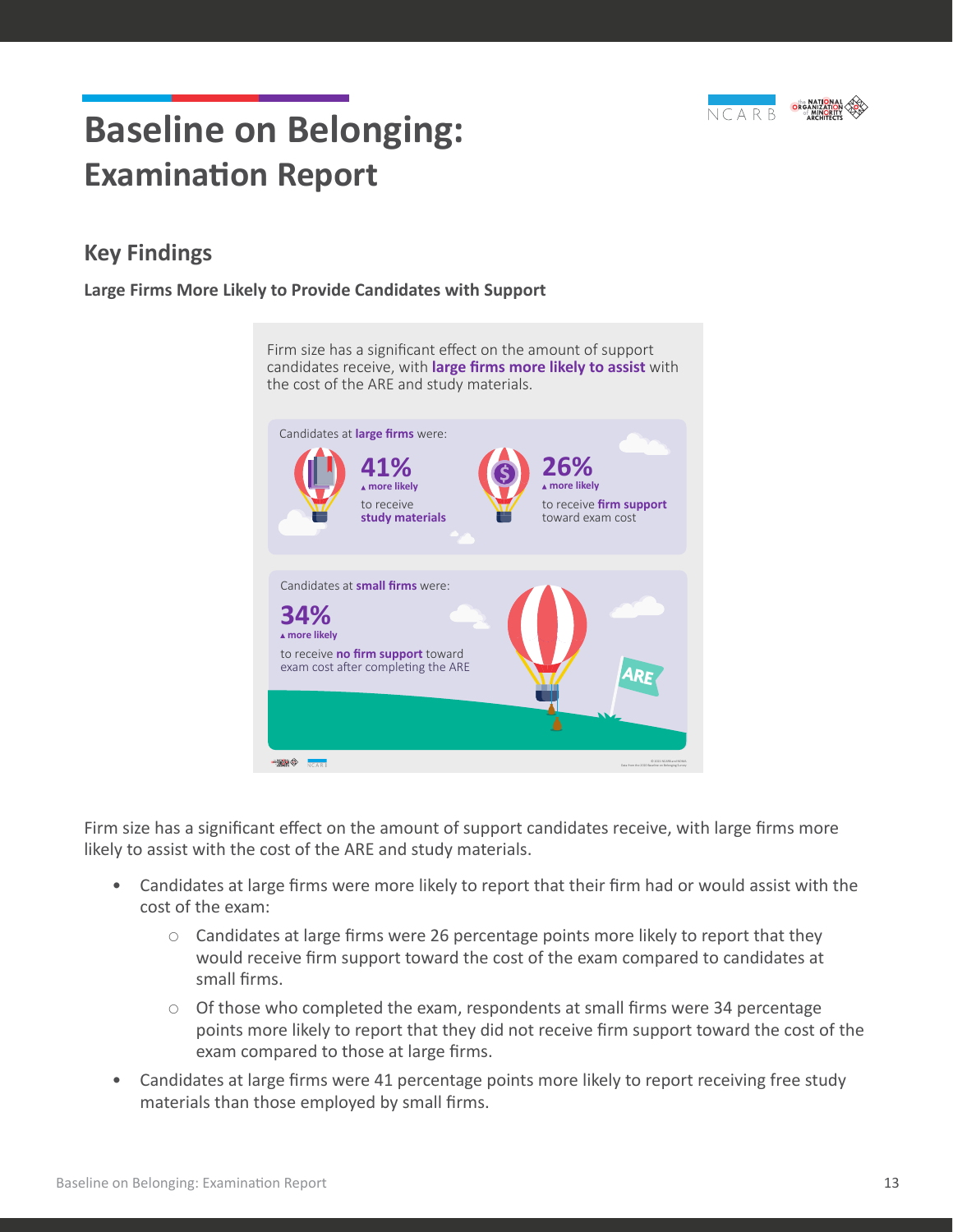# Baseline on Belonging: Examination Report

## Key Findings

**Large Firms More Likely to Provide Candidates with Support**

Firm size has a significant effect on the amount of support candidates receive, with **large firms more likely to assist** with the cost of the ARE and study materials.

Candidates at **large firms** were:

**41%** ▲ more likely to receive **study materials**

**26%** ▲ more likely to receive **firm support** toward exam cost

Candidates at **small firms** were:

**34%** ▲ more likely to receive **no firm support** toward exam cost after completing the ARE

Firm size has a significant effect on the amount of support candidates receive, with large firms more likely to assist with the cost of the ARE and study materials.

- Candidates at large firms were more likely to report that their firm had or would assist with the cost of the exam:
  - Candidates at large firms were 26 percentage points more likely to report that they would receive firm support toward the cost of the exam compared to candidates at small firms.
  - Of those who completed the exam, respondents at small firms were 34 percentage points more likely to report that they did not receive firm support toward the cost of the exam compared to those at large firms.
- Candidates at large firms were 41 percentage points more likely to report receiving free study materials than those employed by small firms.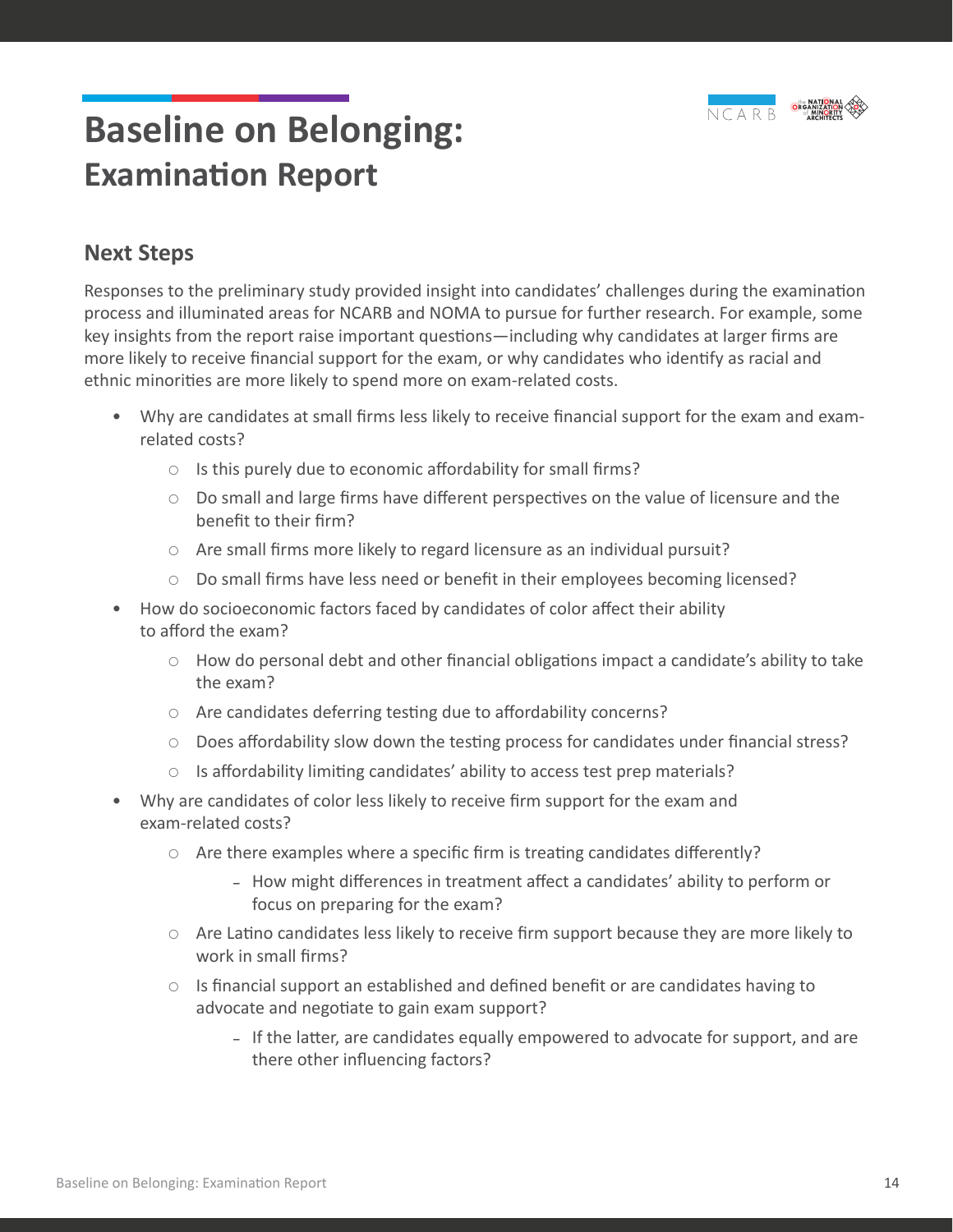# Baseline on Belonging:
## Examination Report

### Next Steps

Responses to the preliminary study provided insight into candidates' challenges during the examination process and illuminated areas for NCARB and NOMA to pursue for further research. For example, some key insights from the report raise important questions—including why candidates at larger firms are more likely to receive financial support for the exam, or why candidates who identify as racial and ethnic minorities are more likely to spend more on exam-related costs.

- Why are candidates at small firms less likely to receive financial support for the exam and exam-related costs?
  - Is this purely due to economic affordability for small firms?
  - Do small and large firms have different perspectives on the value of licensure and the benefit to their firm?
  - Are small firms more likely to regard licensure as an individual pursuit?
  - Do small firms have less need or benefit in their employees becoming licensed?
- How do socioeconomic factors faced by candidates of color affect their ability to afford the exam?
  - How do personal debt and other financial obligations impact a candidate's ability to take the exam?
  - Are candidates deferring testing due to affordability concerns?
  - Does affordability slow down the testing process for candidates under financial stress?
  - Is affordability limiting candidates' ability to access test prep materials?
- Why are candidates of color less likely to receive firm support for the exam and exam-related costs?
  - Are there examples where a specific firm is treating candidates differently?
    - How might differences in treatment affect a candidates' ability to perform or focus on preparing for the exam?
  - Are Latino candidates less likely to receive firm support because they are more likely to work in small firms?
  - Is financial support an established and defined benefit or are candidates having to advocate and negotiate to gain exam support?
    - If the latter, are candidates equally empowered to advocate for support, and are there other influencing factors?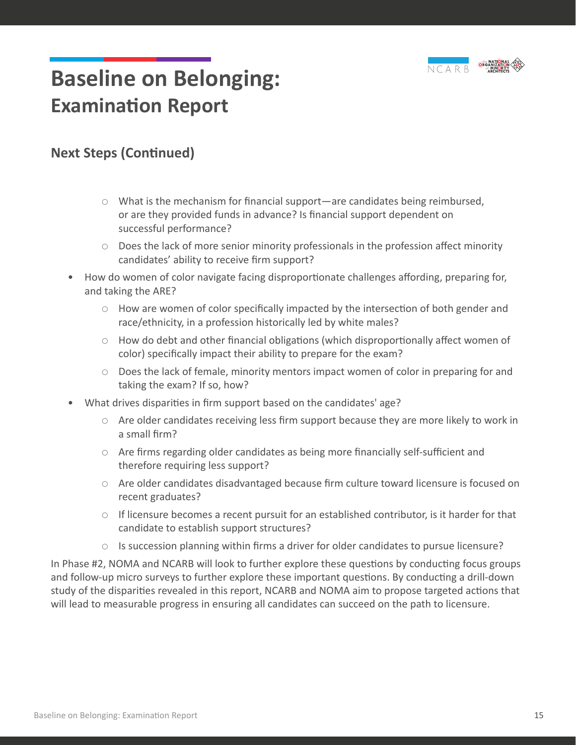# Baseline on Belonging: Examination Report

## Next Steps (Continued)

  - What is the mechanism for financial support—are candidates being reimbursed, or are they provided funds in advance? Is financial support dependent on successful performance?
  - Does the lack of more senior minority professionals in the profession affect minority candidates' ability to receive firm support?
- How do women of color navigate facing disproportionate challenges affording, preparing for, and taking the ARE?
  - How are women of color specifically impacted by the intersection of both gender and race/ethnicity, in a profession historically led by white males?
  - How do debt and other financial obligations (which disproportionally affect women of color) specifically impact their ability to prepare for the exam?
  - Does the lack of female, minority mentors impact women of color in preparing for and taking the exam? If so, how?
- What drives disparities in firm support based on the candidates' age?
  - Are older candidates receiving less firm support because they are more likely to work in a small firm?
  - Are firms regarding older candidates as being more financially self-sufficient and therefore requiring less support?
  - Are older candidates disadvantaged because firm culture toward licensure is focused on recent graduates?
  - If licensure becomes a recent pursuit for an established contributor, is it harder for that candidate to establish support structures?
  - Is succession planning within firms a driver for older candidates to pursue licensure?

In Phase #2, NOMA and NCARB will look to further explore these questions by conducting focus groups and follow-up micro surveys to further explore these important questions. By conducting a drill-down study of the disparities revealed in this report, NCARB and NOMA aim to propose targeted actions that will lead to measurable progress in ensuring all candidates can succeed on the path to licensure.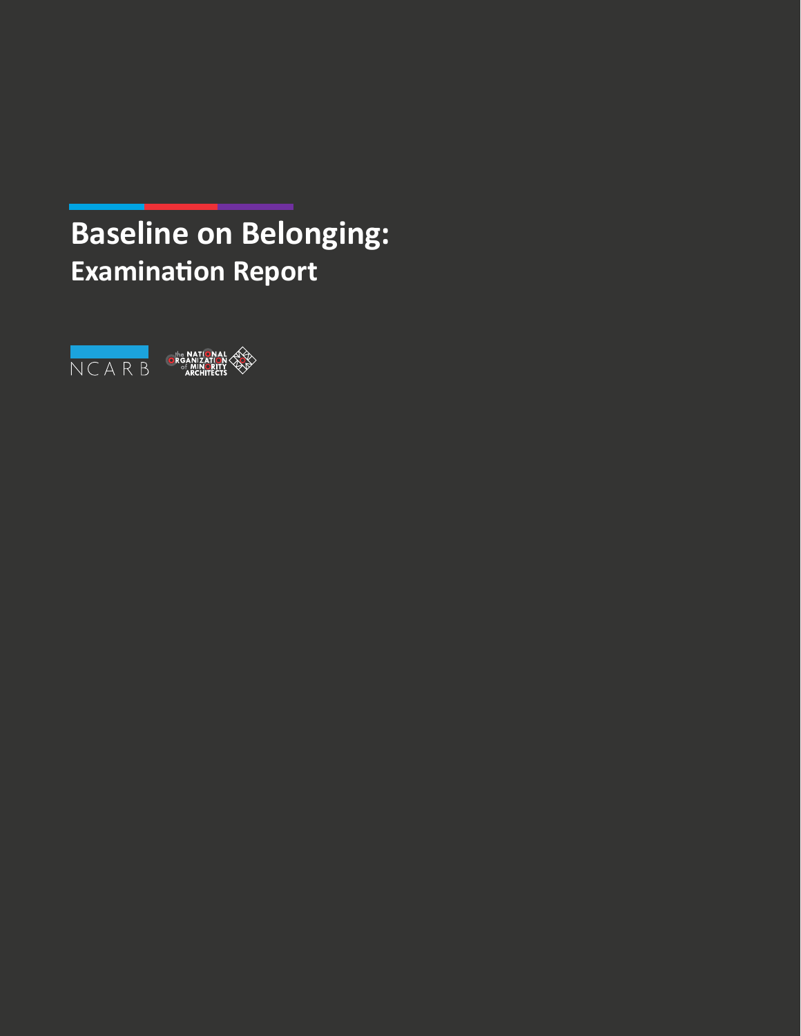# Baseline on Belonging:
## Examination Report

NCARB

the NATIONAL ORGANIZATION of MINORITY ARCHITECTS